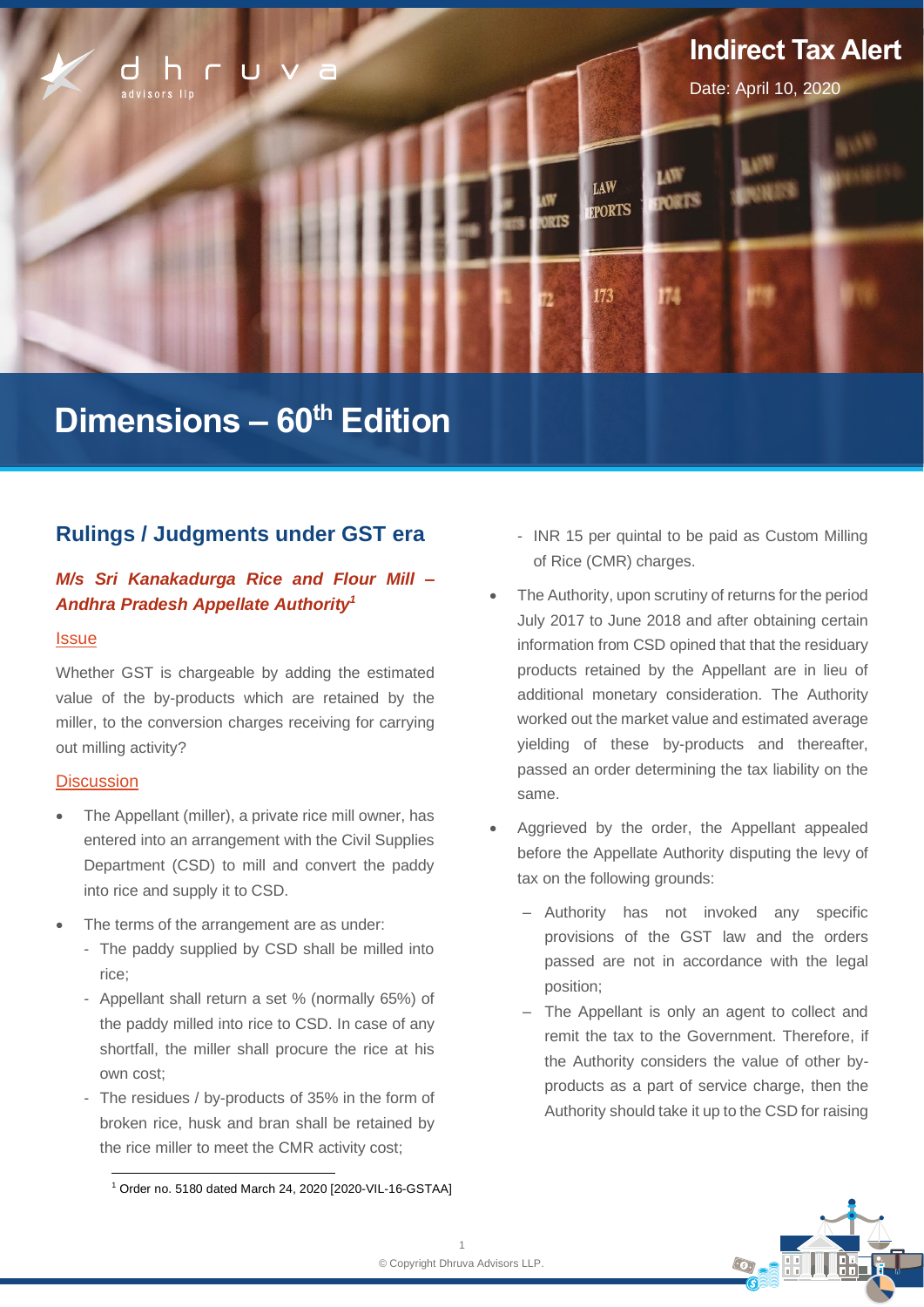Indirect Tax Alert

Date: April 10, 2020

# Dimensions – 60th Edition

## Rulings / Judgments under GST era

### *M/s Sri Kanakadurga Rice and Flour Mill – Andhra Pradesh Appellate Authority*[1]

#### Issue

Whether GST is chargeable by adding the estimated value of the by-products which are retained by the miller, to the conversion charges receiving for carrying out milling activity?

#### Discussion

- The Appellant (miller), a private rice mill owner, has entered into an arrangement with the Civil Supplies Department (CSD) to mill and convert the paddy into rice and supply it to CSD.
- The terms of the arrangement are as under:
  - The paddy supplied by CSD shall be milled into rice;
  - Appellant shall return a set % (normally 65%) of the paddy milled into rice to CSD. In case of any shortfall, the miller shall procure the rice at his own cost;
  - The residues / by-products of 35% in the form of broken rice, husk and bran shall be retained by the rice miller to meet the CMR activity cost;
  - INR 15 per quintal to be paid as Custom Milling of Rice (CMR) charges.
- The Authority, upon scrutiny of returns for the period July 2017 to June 2018 and after obtaining certain information from CSD opined that that the residuary products retained by the Appellant are in lieu of additional monetary consideration. The Authority worked out the market value and estimated average yielding of these by-products and thereafter, passed an order determining the tax liability on the same.
- Aggrieved by the order, the Appellant appealed before the Appellate Authority disputing the levy of tax on the following grounds:
  - Authority has not invoked any specific provisions of the GST law and the orders passed are not in accordance with the legal position;
  - The Appellant is only an agent to collect and remit the tax to the Government. Therefore, if the Authority considers the value of other by-products as a part of service charge, then the Authority should take it up to the CSD for raising

[1] Order no. 5180 dated March 24, 2020 [2020-VIL-16-GSTAA]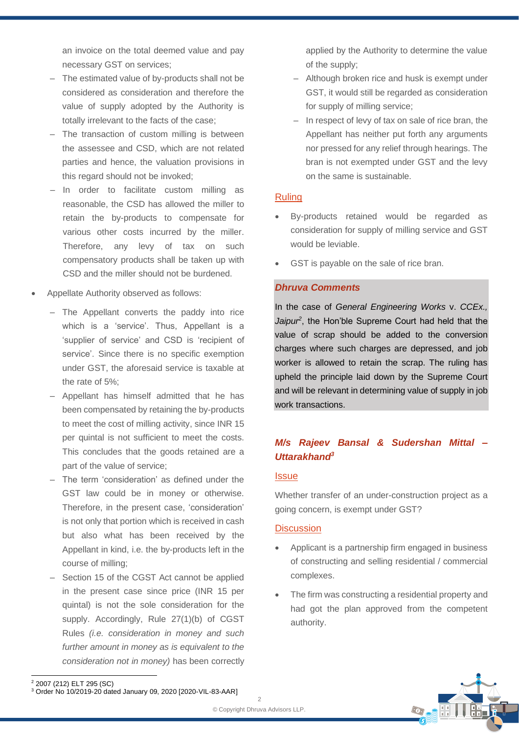an invoice on the total deemed value and pay necessary GST on services;

- The estimated value of by-products shall not be considered as consideration and therefore the value of supply adopted by the Authority is totally irrelevant to the facts of the case;
- The transaction of custom milling is between the assessee and CSD, which are not related parties and hence, the valuation provisions in this regard should not be invoked;
- In order to facilitate custom milling as reasonable, the CSD has allowed the miller to retain the by-products to compensate for various other costs incurred by the miller. Therefore, any levy of tax on such compensatory products shall be taken up with CSD and the miller should not be burdened.

- Appellate Authority observed as follows:
  - The Appellant converts the paddy into rice which is a 'service'. Thus, Appellant is a 'supplier of service' and CSD is 'recipient of service'. Since there is no specific exemption under GST, the aforesaid service is taxable at the rate of 5%;
  - Appellant has himself admitted that he has been compensated by retaining the by-products to meet the cost of milling activity, since INR 15 per quintal is not sufficient to meet the costs. This concludes that the goods retained are a part of the value of service;
  - The term 'consideration' as defined under the GST law could be in money or otherwise. Therefore, in the present case, 'consideration' is not only that portion which is received in cash but also what has been received by the Appellant in kind, i.e. the by-products left in the course of milling;
  - Section 15 of the CGST Act cannot be applied in the present case since price (INR 15 per quintal) is not the sole consideration for the supply. Accordingly, Rule 27(1)(b) of CGST Rules *(i.e. consideration in money and such further amount in money as is equivalent to the consideration not in money)* has been correctly applied by the Authority to determine the value of the supply;
  - Although broken rice and husk is exempt under GST, it would still be regarded as consideration for supply of milling service;
  - In respect of levy of tax on sale of rice bran, the Appellant has neither put forth any arguments nor pressed for any relief through hearings. The bran is not exempted under GST and the levy on the same is sustainable.

### Ruling

- By-products retained would be regarded as consideration for supply of milling service and GST would be leviable.
- GST is payable on the sale of rice bran.

### *Dhruva Comments*

In the case of *General Engineering Works* v. *CCEx., Jaipur*[2], the Hon'ble Supreme Court had held that the value of scrap should be added to the conversion charges where such charges are depressed, and job worker is allowed to retain the scrap. The ruling has upheld the principle laid down by the Supreme Court and will be relevant in determining value of supply in job work transactions.

## *M/s Rajeev Bansal & Sudershan Mittal – Uttarakhand*[3]

### Issue

Whether transfer of an under-construction project as a going concern, is exempt under GST?

### Discussion

- Applicant is a partnership firm engaged in business of constructing and selling residential / commercial complexes.
- The firm was constructing a residential property and had got the plan approved from the competent authority.

---

[2] 2007 (212) ELT 295 (SC)

[3] Order No 10/2019-20 dated January 09, 2020 [2020-VIL-83-AAR]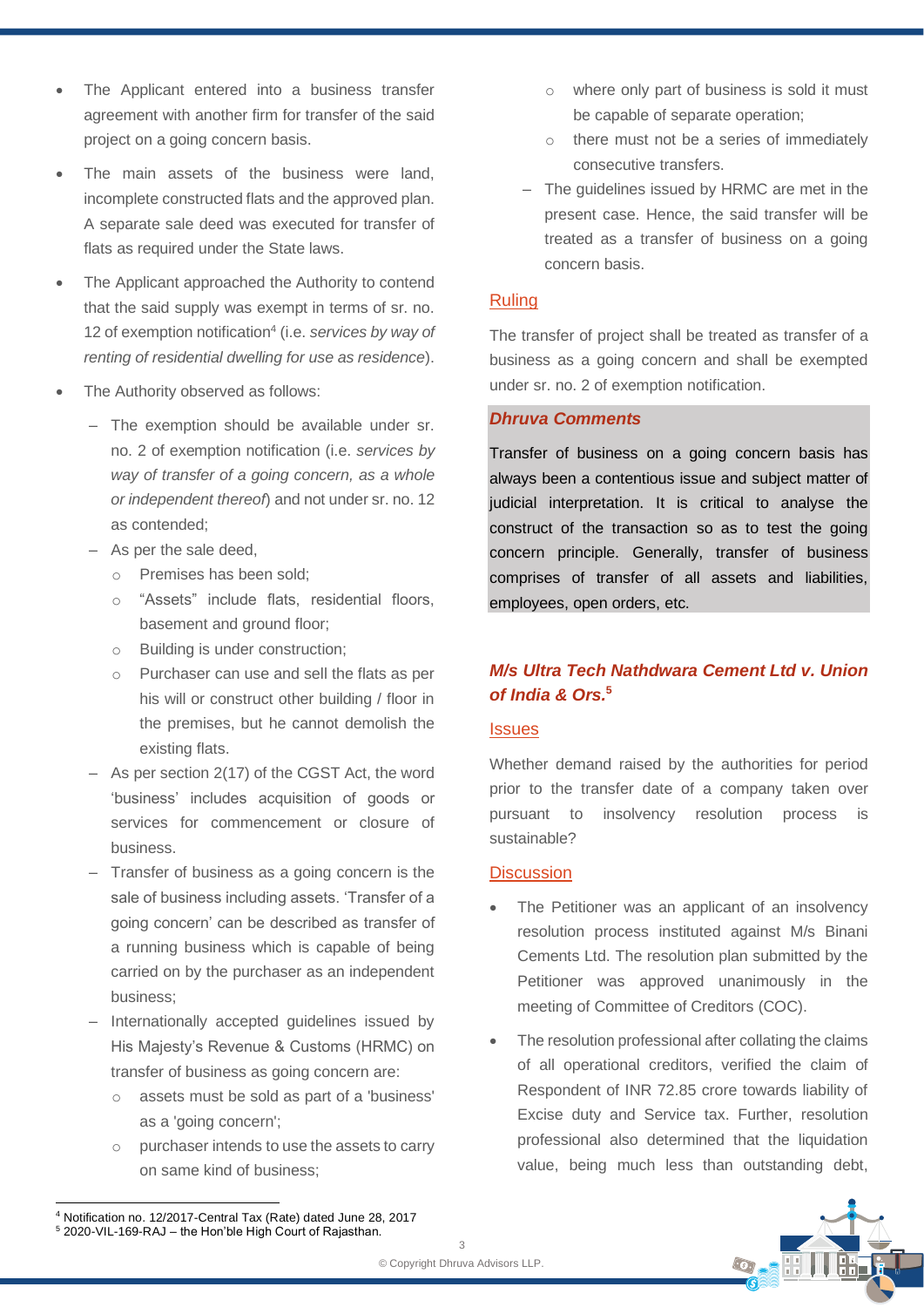- The Applicant entered into a business transfer agreement with another firm for transfer of the said project on a going concern basis.
- The main assets of the business were land, incomplete constructed flats and the approved plan. A separate sale deed was executed for transfer of flats as required under the State laws.
- The Applicant approached the Authority to contend that the said supply was exempt in terms of sr. no. 12 of exemption notification[4] (i.e. *services by way of renting of residential dwelling for use as residence*).
- The Authority observed as follows:
  - The exemption should be available under sr. no. 2 of exemption notification (i.e. *services by way of transfer of a going concern, as a whole or independent thereof*) and not under sr. no. 12 as contended;
  - As per the sale deed,
    - Premises has been sold;
    - "Assets" include flats, residential floors, basement and ground floor;
    - Building is under construction;
    - Purchaser can use and sell the flats as per his will or construct other building / floor in the premises, but he cannot demolish the existing flats.
  - As per section 2(17) of the CGST Act, the word 'business' includes acquisition of goods or services for commencement or closure of business.
  - Transfer of business as a going concern is the sale of business including assets. 'Transfer of a going concern' can be described as transfer of a running business which is capable of being carried on by the purchaser as an independent business;
  - Internationally accepted guidelines issued by His Majesty's Revenue & Customs (HRMC) on transfer of business as going concern are:
    - assets must be sold as part of a 'business' as a 'going concern';
    - purchaser intends to use the assets to carry on same kind of business;
    - where only part of business is sold it must be capable of separate operation;
    - there must not be a series of immediately consecutive transfers.
  - The guidelines issued by HRMC are met in the present case. Hence, the said transfer will be treated as a transfer of business on a going concern basis.

## Ruling

The transfer of project shall be treated as transfer of a business as a going concern and shall be exempted under sr. no. 2 of exemption notification.

***Dhruva Comments***

Transfer of business on a going concern basis has always been a contentious issue and subject matter of judicial interpretation. It is critical to analyse the construct of the transaction so as to test the going concern principle. Generally, transfer of business comprises of transfer of all assets and liabilities, employees, open orders, etc.

## *M/s Ultra Tech Nathdwara Cement Ltd v. Union of India & Ors.*[5]

### Issues

Whether demand raised by the authorities for period prior to the transfer date of a company taken over pursuant to insolvency resolution process is sustainable?

### Discussion

- The Petitioner was an applicant of an insolvency resolution process instituted against M/s Binani Cements Ltd. The resolution plan submitted by the Petitioner was approved unanimously in the meeting of Committee of Creditors (COC).
- The resolution professional after collating the claims of all operational creditors, verified the claim of Respondent of INR 72.85 crore towards liability of Excise duty and Service tax. Further, resolution professional also determined that the liquidation value, being much less than outstanding debt,

---

[4] Notification no. 12/2017-Central Tax (Rate) dated June 28, 2017

[5] 2020-VIL-169-RAJ – the Hon'ble High Court of Rajasthan.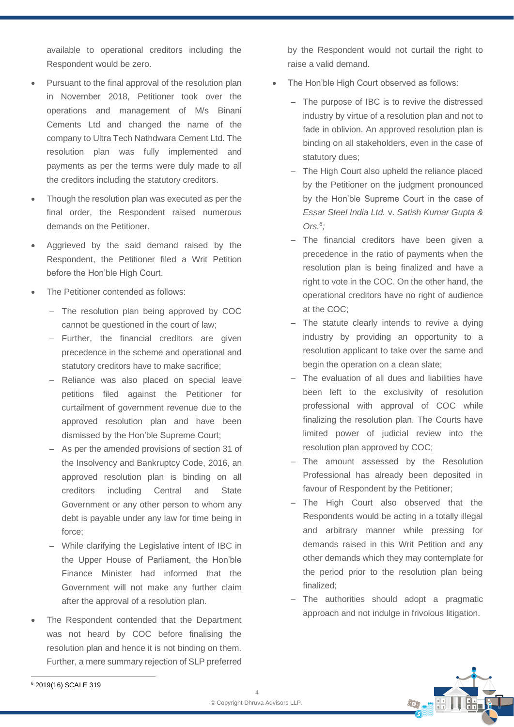available to operational creditors including the Respondent would be zero.

- Pursuant to the final approval of the resolution plan in November 2018, Petitioner took over the operations and management of M/s Binani Cements Ltd and changed the name of the company to Ultra Tech Nathdwara Cement Ltd. The resolution plan was fully implemented and payments as per the terms were duly made to all the creditors including the statutory creditors.
- Though the resolution plan was executed as per the final order, the Respondent raised numerous demands on the Petitioner.
- Aggrieved by the said demand raised by the Respondent, the Petitioner filed a Writ Petition before the Hon'ble High Court.
- The Petitioner contended as follows:
  - The resolution plan being approved by COC cannot be questioned in the court of law;
  - Further, the financial creditors are given precedence in the scheme and operational and statutory creditors have to make sacrifice;
  - Reliance was also placed on special leave petitions filed against the Petitioner for curtailment of government revenue due to the approved resolution plan and have been dismissed by the Hon'ble Supreme Court;
  - As per the amended provisions of section 31 of the Insolvency and Bankruptcy Code, 2016, an approved resolution plan is binding on all creditors including Central and State Government or any other person to whom any debt is payable under any law for time being in force;
  - While clarifying the Legislative intent of IBC in the Upper House of Parliament, the Hon'ble Finance Minister had informed that the Government will not make any further claim after the approval of a resolution plan.
- The Respondent contended that the Department was not heard by COC before finalising the resolution plan and hence it is not binding on them. Further, a mere summary rejection of SLP preferred by the Respondent would not curtail the right to raise a valid demand.
- The Hon'ble High Court observed as follows:
  - The purpose of IBC is to revive the distressed industry by virtue of a resolution plan and not to fade in oblivion. An approved resolution plan is binding on all stakeholders, even in the case of statutory dues;
  - The High Court also upheld the reliance placed by the Petitioner on the judgment pronounced by the Hon'ble Supreme Court in the case of *Essar Steel India Ltd.* v. *Satish Kumar Gupta & Ors.*[6];
  - The financial creditors have been given a precedence in the ratio of payments when the resolution plan is being finalized and have a right to vote in the COC. On the other hand, the operational creditors have no right of audience at the COC;
  - The statute clearly intends to revive a dying industry by providing an opportunity to a resolution applicant to take over the same and begin the operation on a clean slate;
  - The evaluation of all dues and liabilities have been left to the exclusivity of resolution professional with approval of COC while finalizing the resolution plan. The Courts have limited power of judicial review into the resolution plan approved by COC;
  - The amount assessed by the Resolution Professional has already been deposited in favour of Respondent by the Petitioner;
  - The High Court also observed that the Respondents would be acting in a totally illegal and arbitrary manner while pressing for demands raised in this Writ Petition and any other demands which they may contemplate for the period prior to the resolution plan being finalized;
  - The authorities should adopt a pragmatic approach and not indulge in frivolous litigation.

---

[6] 2019(16) SCALE 319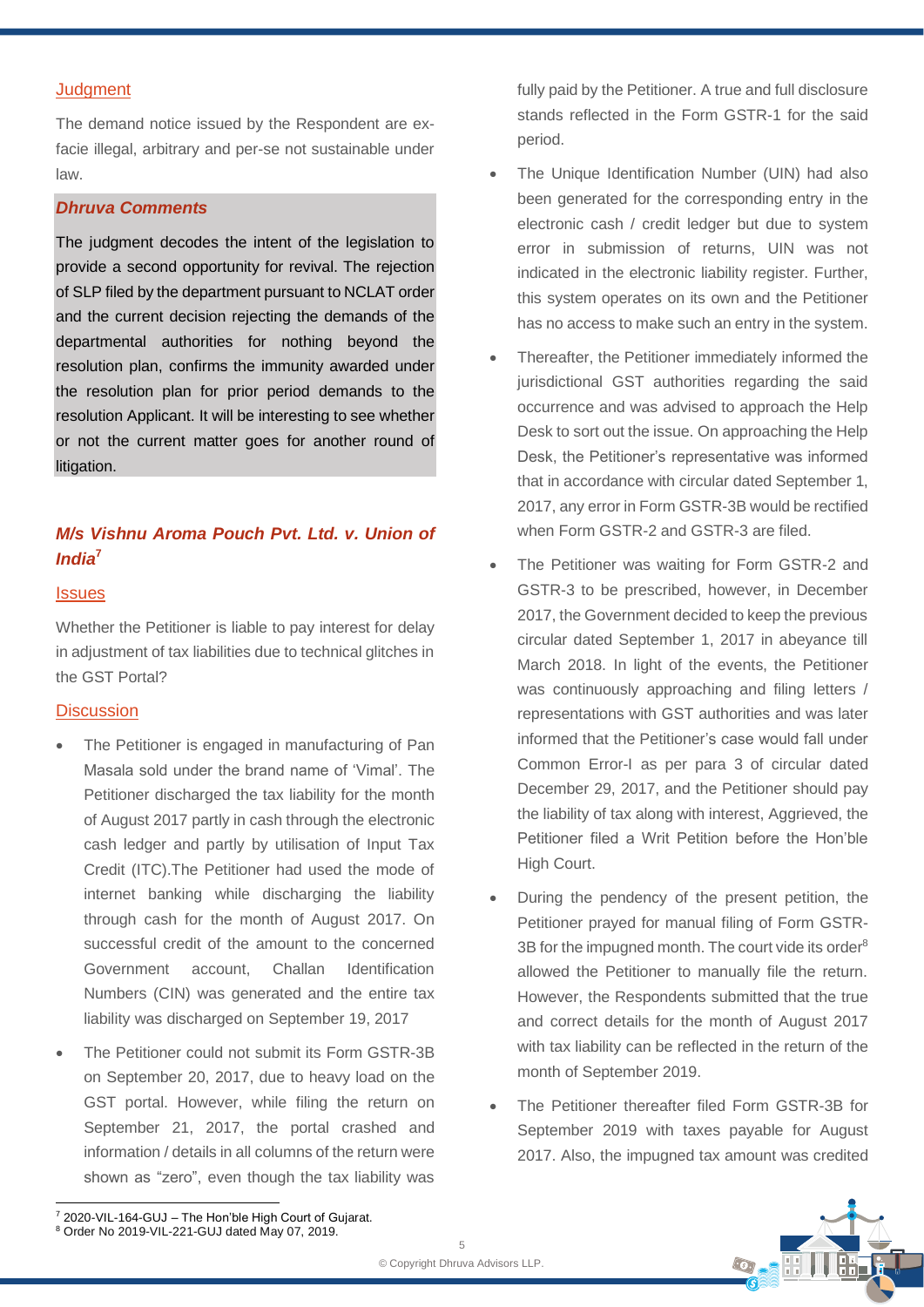Judgment

The demand notice issued by the Respondent are ex-facie illegal, arbitrary and per-se not sustainable under law.

***Dhruva Comments***

The judgment decodes the intent of the legislation to provide a second opportunity for revival. The rejection of SLP filed by the department pursuant to NCLAT order and the current decision rejecting the demands of the departmental authorities for nothing beyond the resolution plan, confirms the immunity awarded under the resolution plan for prior period demands to the resolution Applicant. It will be interesting to see whether or not the current matter goes for another round of litigation.

### *M/s Vishnu Aroma Pouch Pvt. Ltd. v. Union of India*[7]

Issues

Whether the Petitioner is liable to pay interest for delay in adjustment of tax liabilities due to technical glitches in the GST Portal?

Discussion

- The Petitioner is engaged in manufacturing of Pan Masala sold under the brand name of 'Vimal'. The Petitioner discharged the tax liability for the month of August 2017 partly in cash through the electronic cash ledger and partly by utilisation of Input Tax Credit (ITC).The Petitioner had used the mode of internet banking while discharging the liability through cash for the month of August 2017. On successful credit of the amount to the concerned Government account, Challan Identification Numbers (CIN) was generated and the entire tax liability was discharged on September 19, 2017
- The Petitioner could not submit its Form GSTR-3B on September 20, 2017, due to heavy load on the GST portal. However, while filing the return on September 21, 2017, the portal crashed and information / details in all columns of the return were shown as "zero", even though the tax liability was fully paid by the Petitioner. A true and full disclosure stands reflected in the Form GSTR-1 for the said period.
- The Unique Identification Number (UIN) had also been generated for the corresponding entry in the electronic cash / credit ledger but due to system error in submission of returns, UIN was not indicated in the electronic liability register. Further, this system operates on its own and the Petitioner has no access to make such an entry in the system.
- Thereafter, the Petitioner immediately informed the jurisdictional GST authorities regarding the said occurrence and was advised to approach the Help Desk to sort out the issue. On approaching the Help Desk, the Petitioner's representative was informed that in accordance with circular dated September 1, 2017, any error in Form GSTR-3B would be rectified when Form GSTR-2 and GSTR-3 are filed.
- The Petitioner was waiting for Form GSTR-2 and GSTR-3 to be prescribed, however, in December 2017, the Government decided to keep the previous circular dated September 1, 2017 in abeyance till March 2018. In light of the events, the Petitioner was continuously approaching and filing letters / representations with GST authorities and was later informed that the Petitioner's case would fall under Common Error-I as per para 3 of circular dated December 29, 2017, and the Petitioner should pay the liability of tax along with interest, Aggrieved, the Petitioner filed a Writ Petition before the Hon'ble High Court.
- During the pendency of the present petition, the Petitioner prayed for manual filing of Form GSTR-3B for the impugned month. The court vide its order[8] allowed the Petitioner to manually file the return. However, the Respondents submitted that the true and correct details for the month of August 2017 with tax liability can be reflected in the return of the month of September 2019.
- The Petitioner thereafter filed Form GSTR-3B for September 2019 with taxes payable for August 2017. Also, the impugned tax amount was credited

---

[7] 2020-VIL-164-GUJ – The Hon'ble High Court of Gujarat.
[8] Order No 2019-VIL-221-GUJ dated May 07, 2019.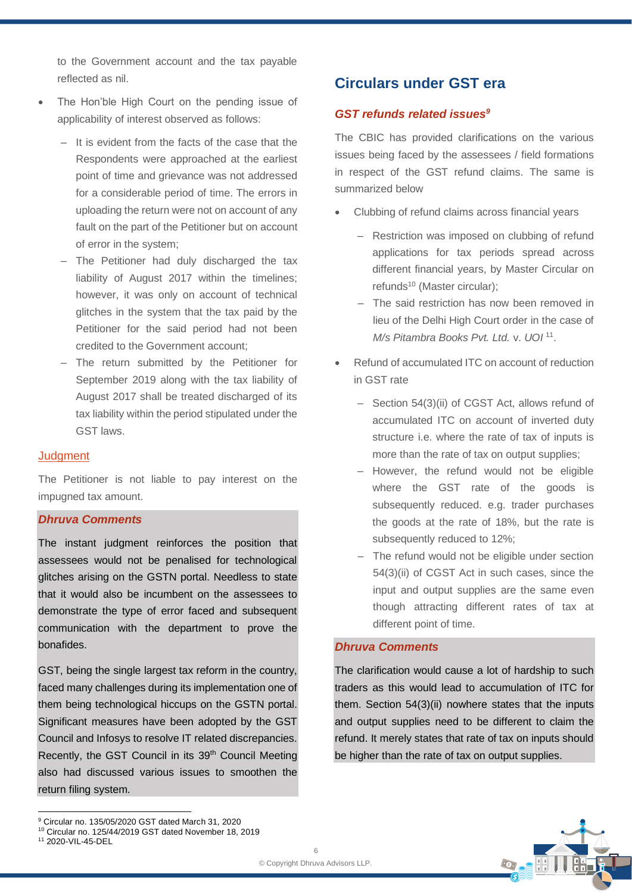to the Government account and the tax payable reflected as nil.

- The Hon'ble High Court on the pending issue of applicability of interest observed as follows:
  - It is evident from the facts of the case that the Respondents were approached at the earliest point of time and grievance was not addressed for a considerable period of time. The errors in uploading the return were not on account of any fault on the part of the Petitioner but on account of error in the system;
  - The Petitioner had duly discharged the tax liability of August 2017 within the timelines; however, it was only on account of technical glitches in the system that the tax paid by the Petitioner for the said period had not been credited to the Government account;
  - The return submitted by the Petitioner for September 2019 along with the tax liability of August 2017 shall be treated discharged of its tax liability within the period stipulated under the GST laws.

Judgment

The Petitioner is not liable to pay interest on the impugned tax amount.

***Dhruva Comments***

The instant judgment reinforces the position that assessees would not be penalised for technological glitches arising on the GSTN portal. Needless to state that it would also be incumbent on the assessees to demonstrate the type of error faced and subsequent communication with the department to prove the bonafides.

GST, being the single largest tax reform in the country, faced many challenges during its implementation one of them being technological hiccups on the GSTN portal. Significant measures have been adopted by the GST Council and Infosys to resolve IT related discrepancies. Recently, the GST Council in its 39th Council Meeting also had discussed various issues to smoothen the return filing system.

## Circulars under GST era

### *GST refunds related issues*[9]

The CBIC has provided clarifications on the various issues being faced by the assessees / field formations in respect of the GST refund claims. The same is summarized below

- Clubbing of refund claims across financial years
  - Restriction was imposed on clubbing of refund applications for tax periods spread across different financial years, by Master Circular on refunds[10] (Master circular);
  - The said restriction has now been removed in lieu of the Delhi High Court order in the case of *M/s Pitambra Books Pvt. Ltd.* v. *UOI* [11].
- Refund of accumulated ITC on account of reduction in GST rate
  - Section 54(3)(ii) of CGST Act, allows refund of accumulated ITC on account of inverted duty structure i.e. where the rate of tax of inputs is more than the rate of tax on output supplies;
  - However, the refund would not be eligible where the GST rate of the goods is subsequently reduced. e.g. trader purchases the goods at the rate of 18%, but the rate is subsequently reduced to 12%;
  - The refund would not be eligible under section 54(3)(ii) of CGST Act in such cases, since the input and output supplies are the same even though attracting different rates of tax at different point of time.

***Dhruva Comments***

The clarification would cause a lot of hardship to such traders as this would lead to accumulation of ITC for them. Section 54(3)(ii) nowhere states that the inputs and output supplies need to be different to claim the refund. It merely states that rate of tax on inputs should be higher than the rate of tax on output supplies.

---

[9] Circular no. 135/05/2020 GST dated March 31, 2020
[10] Circular no. 125/44/2019 GST dated November 18, 2019
[11] 2020-VIL-45-DEL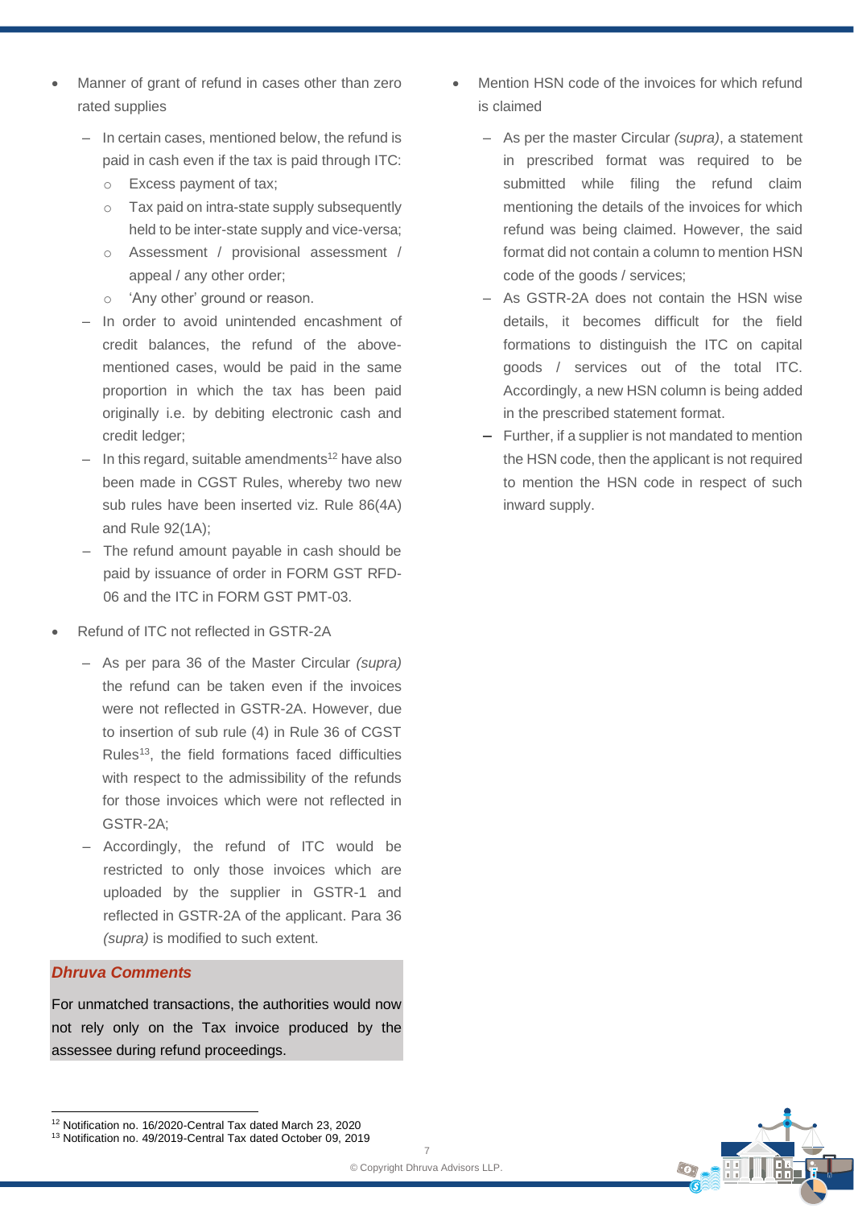- Manner of grant of refund in cases other than zero rated supplies
  - In certain cases, mentioned below, the refund is paid in cash even if the tax is paid through ITC:
    - Excess payment of tax;
    - Tax paid on intra-state supply subsequently held to be inter-state supply and vice-versa;
    - Assessment / provisional assessment / appeal / any other order;
    - 'Any other' ground or reason.
  - In order to avoid unintended encashment of credit balances, the refund of the above-mentioned cases, would be paid in the same proportion in which the tax has been paid originally i.e. by debiting electronic cash and credit ledger;
  - In this regard, suitable amendments[12] have also been made in CGST Rules, whereby two new sub rules have been inserted viz. Rule 86(4A) and Rule 92(1A);
  - The refund amount payable in cash should be paid by issuance of order in FORM GST RFD-06 and the ITC in FORM GST PMT-03.

- Refund of ITC not reflected in GSTR-2A
  - As per para 36 of the Master Circular *(supra)* the refund can be taken even if the invoices were not reflected in GSTR-2A. However, due to insertion of sub rule (4) in Rule 36 of CGST Rules[13], the field formations faced difficulties with respect to the admissibility of the refunds for those invoices which were not reflected in GSTR-2A;
  - Accordingly, the refund of ITC would be restricted to only those invoices which are uploaded by the supplier in GSTR-1 and reflected in GSTR-2A of the applicant. Para 36 *(supra)* is modified to such extent.

***Dhruva Comments***

For unmatched transactions, the authorities would now not rely only on the Tax invoice produced by the assessee during refund proceedings.

- Mention HSN code of the invoices for which refund is claimed
  - As per the master Circular *(supra)*, a statement in prescribed format was required to be submitted while filing the refund claim mentioning the details of the invoices for which refund was being claimed. However, the said format did not contain a column to mention HSN code of the goods / services;
  - As GSTR-2A does not contain the HSN wise details, it becomes difficult for the field formations to distinguish the ITC on capital goods / services out of the total ITC. Accordingly, a new HSN column is being added in the prescribed statement format.
  - Further, if a supplier is not mandated to mention the HSN code, then the applicant is not required to mention the HSN code in respect of such inward supply.

[12] Notification no. 16/2020-Central Tax dated March 23, 2020

[13] Notification no. 49/2019-Central Tax dated October 09, 2019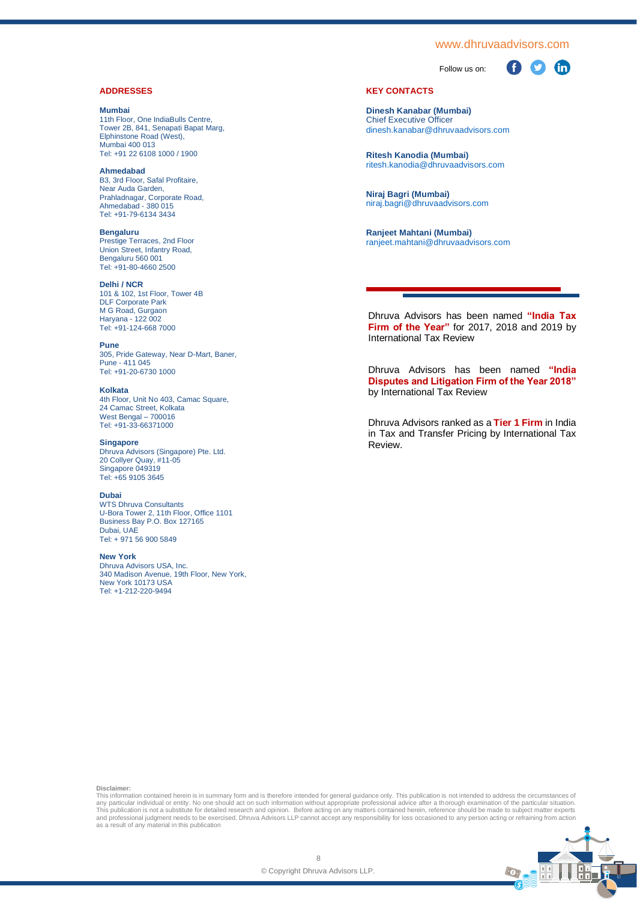www.dhruvaadvisors.com

Follow us on:

## ADDRESSES

**Mumbai**
11th Floor, One IndiaBulls Centre,
Tower 2B, 841, Senapati Bapat Marg,
Elphinstone Road (West),
Mumbai 400 013
Tel: +91 22 6108 1000 / 1900

**Ahmedabad**
B3, 3rd Floor, Safal Profitaire,
Near Auda Garden,
Prahladnagar, Corporate Road,
Ahmedabad - 380 015
Tel: +91-79-6134 3434

**Bengaluru**
Prestige Terraces, 2nd Floor
Union Street, Infantry Road,
Bengaluru 560 001
Tel: +91-80-4660 2500

**Delhi / NCR**
101 & 102, 1st Floor, Tower 4B
DLF Corporate Park
M G Road, Gurgaon
Haryana - 122 002
Tel: +91-124-668 7000

**Pune**
305, Pride Gateway, Near D-Mart, Baner,
Pune - 411 045
Tel: +91-20-6730 1000

**Kolkata**
4th Floor, Unit No 403, Camac Square,
24 Camac Street, Kolkata
West Bengal – 700016
Tel: +91-33-66371000

**Singapore**
Dhruva Advisors (Singapore) Pte. Ltd.
20 Collyer Quay, #11-05
Singapore 049319
Tel: +65 9105 3645

**Dubai**
WTS Dhruva Consultants
U-Bora Tower 2, 11th Floor, Office 1101
Business Bay P.O. Box 127165
Dubai, UAE
Tel: + 971 56 900 5849

**New York**
Dhruva Advisors USA, Inc.
340 Madison Avenue, 19th Floor, New York,
New York 10173 USA
Tel: +1-212-220-9494

## KEY CONTACTS

**Dinesh Kanabar (Mumbai)**
Chief Executive Officer
dinesh.kanabar@dhruvaadvisors.com

**Ritesh Kanodia (Mumbai)**
ritesh.kanodia@dhruvaadvisors.com

**Niraj Bagri (Mumbai)**
niraj.bagri@dhruvaadvisors.com

**Ranjeet Mahtani (Mumbai)**
ranjeet.mahtani@dhruvaadvisors.com

Dhruva Advisors has been named **"India Tax Firm of the Year"** for 2017, 2018 and 2019 by International Tax Review

Dhruva Advisors has been named **"India Disputes and Litigation Firm of the Year 2018"** by International Tax Review

Dhruva Advisors ranked as a **Tier 1 Firm** in India in Tax and Transfer Pricing by International Tax Review.

**Disclaimer:**
This information contained herein is in summary form and is therefore intended for general guidance only. This publication is not intended to address the circumstances of any particular individual or entity. No one should act on such information without appropriate professional advice after a thorough examination of the particular situation. This publication is not a substitute for detailed research and opinion. Before acting on any matters contained herein, reference should be made to subject matter experts and professional judgment needs to be exercised. Dhruva Advisors LLP cannot accept any responsibility for loss occasioned to any person acting or refraining from action as a result of any material in this publication

© Copyright Dhruva Advisors LLP.